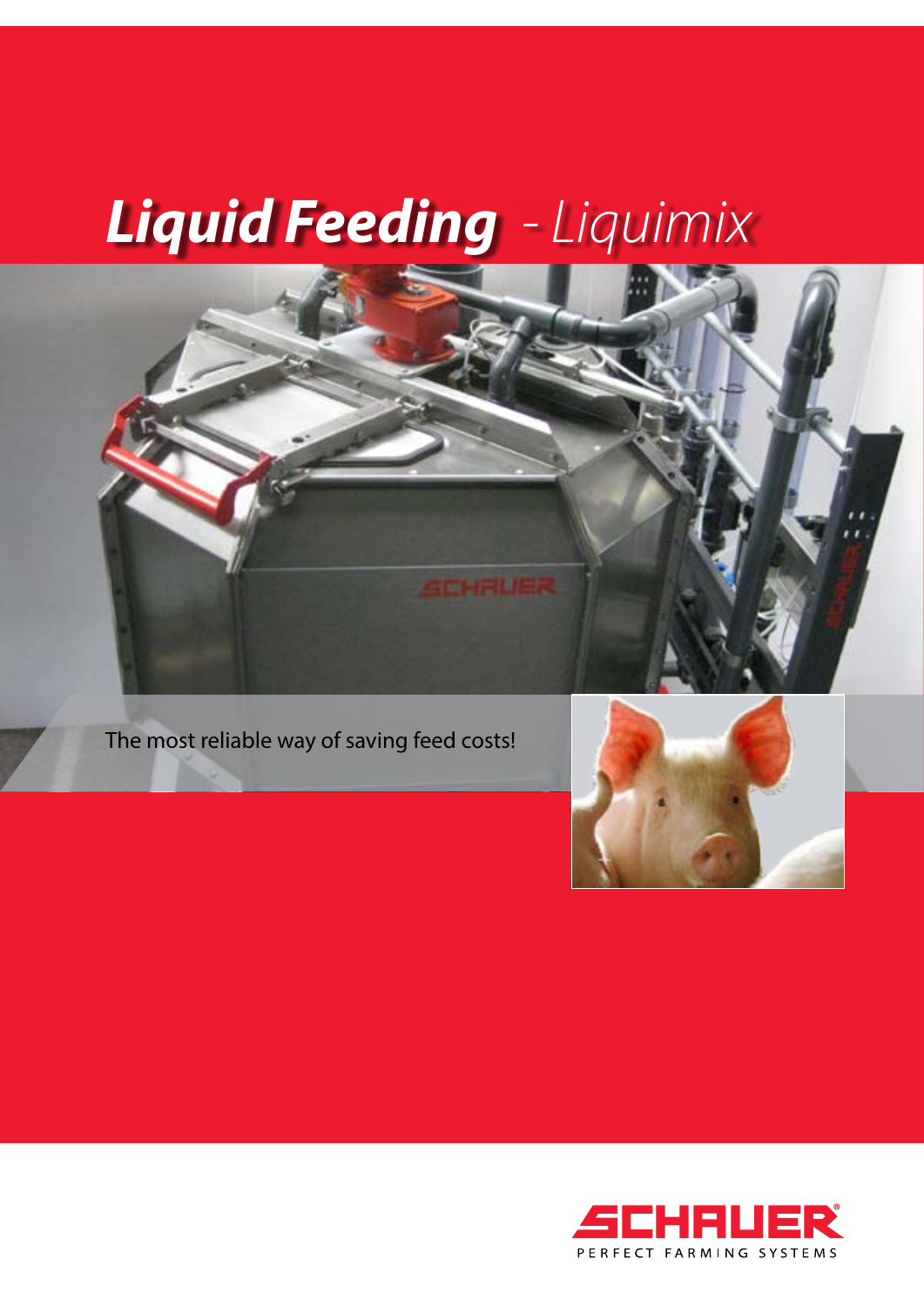# ***Liquid Feeding*** *- Liquimix*

The most reliable way of saving feed costs!

SCHAUER

PERFECT FARMING SYSTEMS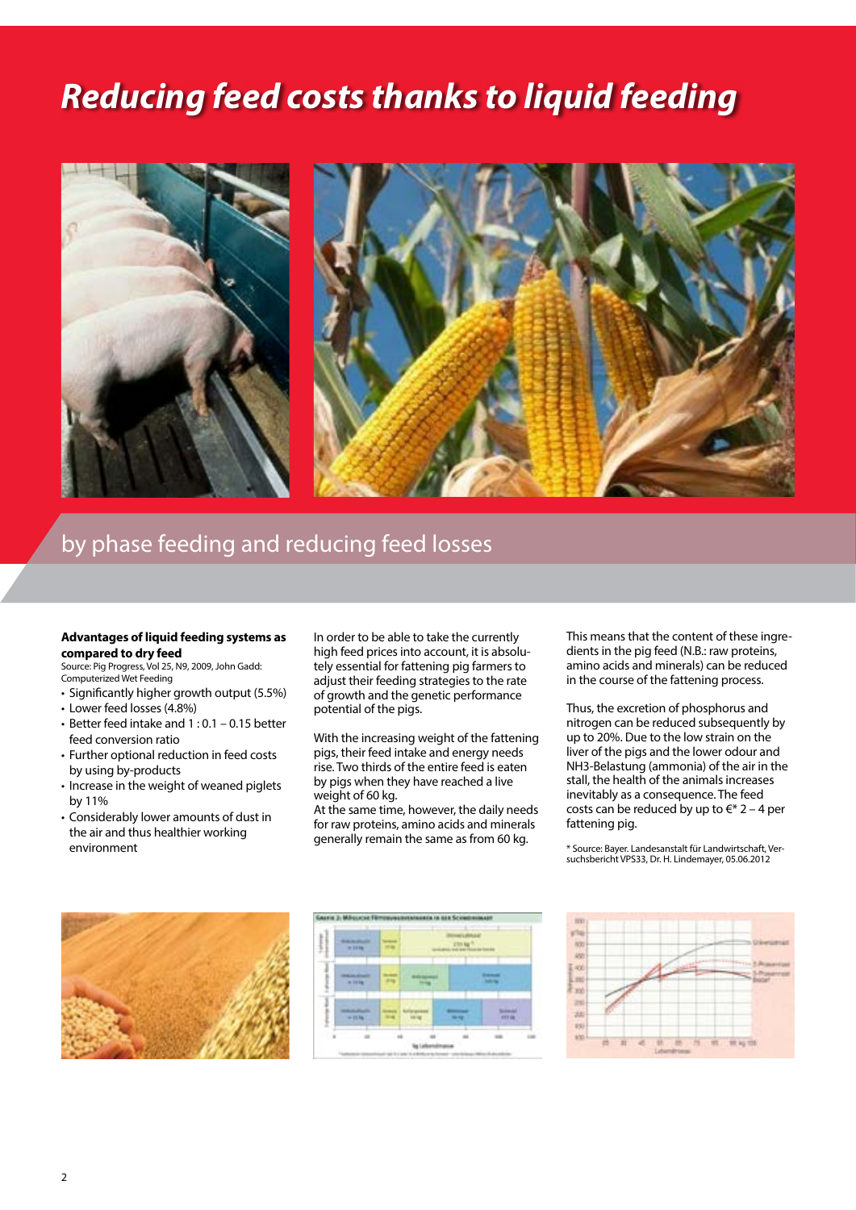# Reducing feed costs thanks to liquid feeding

## by phase feeding and reducing feed losses

**Advantages of liquid feeding systems as compared to dry feed**
Source: Pig Progress, Vol 25, N9, 2009, John Gadd: Computerized Wet Feeding

- Significantly higher growth output (5.5%)
- Lower feed losses (4.8%)
- Better feed intake and 1 : 0.1 – 0.15 better feed conversion ratio
- Further optional reduction in feed costs by using by-products
- Increase in the weight of weaned piglets by 11%
- Considerably lower amounts of dust in the air and thus healthier working environment

In order to be able to take the currently high feed prices into account, it is absolutely essential for fattening pig farmers to adjust their feeding strategies to the rate of growth and the genetic performance potential of the pigs.

With the increasing weight of the fattening pigs, their feed intake and energy needs rise. Two thirds of the entire feed is eaten by pigs when they have reached a live weight of 60 kg.
At the same time, however, the daily needs for raw proteins, amino acids and minerals generally remain the same as from 60 kg.

This means that the content of these ingredients in the pig feed (N.B.: raw proteins, amino acids and minerals) can be reduced in the course of the fattening process.

Thus, the excretion of phosphorus and nitrogen can be reduced subsequently by up to 20%. Due to the low strain on the liver of the pigs and the lower odour and NH3-Belastung (ammonia) of the air in the stall, the health of the animals increases inevitably as a consequence. The feed costs can be reduced by up to €* 2 – 4 per fattening pig.

\* Source: Bayer. Landesanstalt für Landwirtschaft, Versuchsbericht VPS33, Dr. H. Lindemayer, 05.06.2012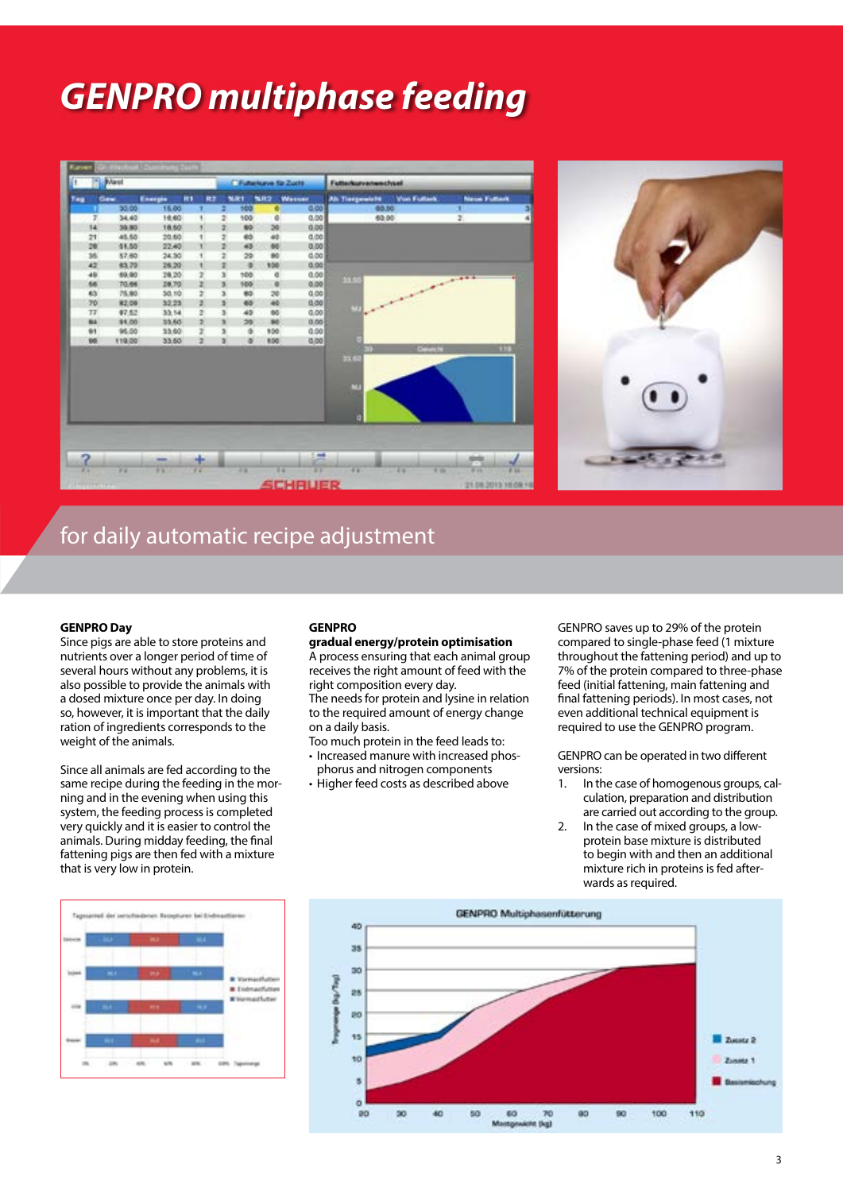# GENPRO multiphase feeding

## for daily automatic recipe adjustment

**GENPRO Day**
Since pigs are able to store proteins and nutrients over a longer period of time of several hours without any problems, it is also possible to provide the animals with a dosed mixture once per day. In doing so, however, it is important that the daily ration of ingredients corresponds to the weight of the animals.

Since all animals are fed according to the same recipe during the feeding in the morning and in the evening when using this system, the feeding process is completed very quickly and it is easier to control the animals. During midday feeding, the final fattening pigs are then fed with a mixture that is very low in protein.

**GENPRO**
**gradual energy/protein optimisation**
A process ensuring that each animal group receives the right amount of feed with the right composition every day.
The needs for protein and lysine in relation to the required amount of energy change on a daily basis.
Too much protein in the feed leads to:

- Increased manure with increased phosphorus and nitrogen components
- Higher feed costs as described above

GENPRO saves up to 29% of the protein compared to single-phase feed (1 mixture throughout the fattening period) and up to 7% of the protein compared to three-phase feed (initial fattening, main fattening and final fattening periods). In most cases, not even additional technical equipment is required to use the GENPRO program.

GENPRO can be operated in two different versions:

1. In the case of homogenous groups, calculation, preparation and distribution are carried out according to the group.
2. In the case of mixed groups, a low-protein base mixture is distributed to begin with and then an additional mixture rich in proteins is fed afterwards as required.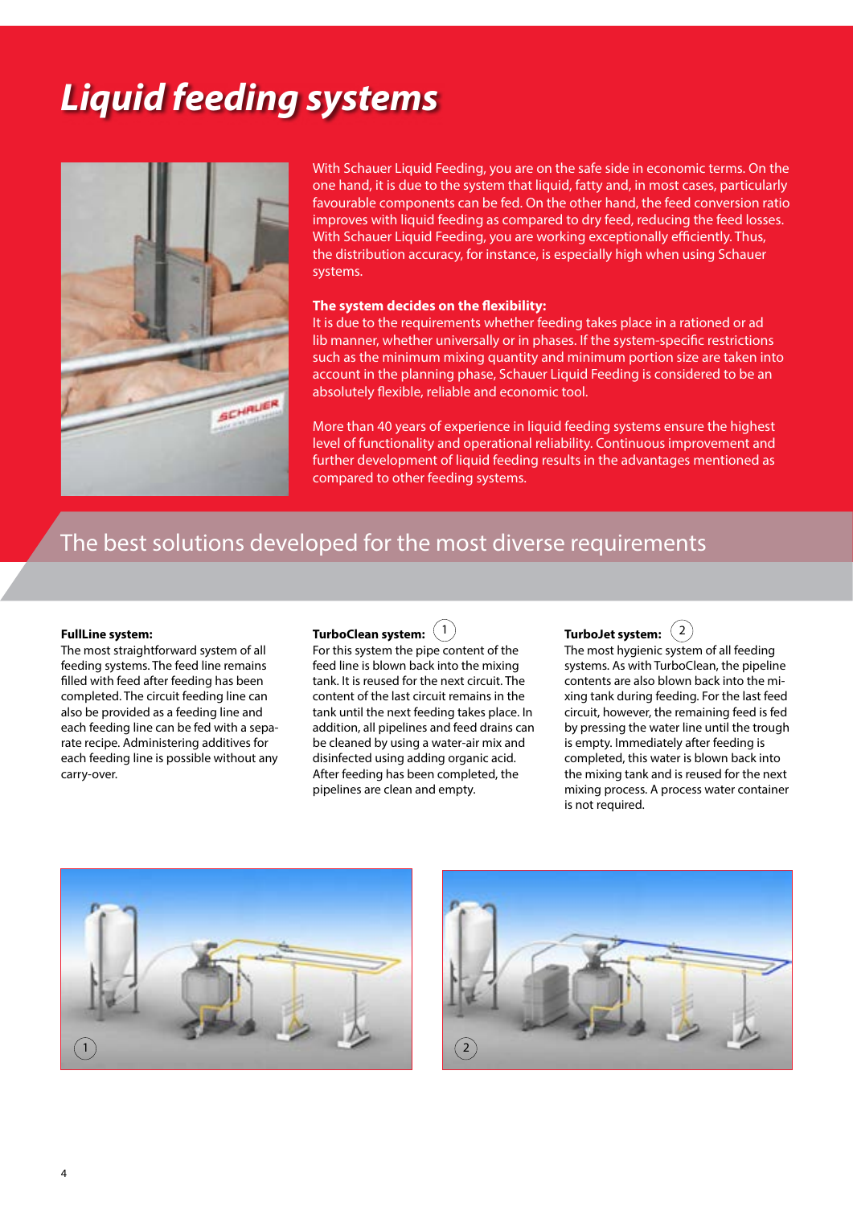# Liquid feeding systems

With Schauer Liquid Feeding, you are on the safe side in economic terms. On the one hand, it is due to the system that liquid, fatty and, in most cases, particularly favourable components can be fed. On the other hand, the feed conversion ratio improves with liquid feeding as compared to dry feed, reducing the feed losses. With Schauer Liquid Feeding, you are working exceptionally efficiently. Thus, the distribution accuracy, for instance, is especially high when using Schauer systems.

**The system decides on the flexibility:**
It is due to the requirements whether feeding takes place in a rationed or ad lib manner, whether universally or in phases. If the system-specific restrictions such as the minimum mixing quantity and minimum portion size are taken into account in the planning phase, Schauer Liquid Feeding is considered to be an absolutely flexible, reliable and economic tool.

More than 40 years of experience in liquid feeding systems ensure the highest level of functionality and operational reliability. Continuous improvement and further development of liquid feeding results in the advantages mentioned as compared to other feeding systems.

## The best solutions developed for the most diverse requirements

**FullLine system:**
The most straightforward system of all feeding systems. The feed line remains filled with feed after feeding has been completed. The circuit feeding line can also be provided as a feeding line and each feeding line can be fed with a separate recipe. Administering additives for each feeding line is possible without any carry-over.

**TurboClean system:** (1)
For this system the pipe content of the feed line is blown back into the mixing tank. It is reused for the next circuit. The content of the last circuit remains in the tank until the next feeding takes place. In addition, all pipelines and feed drains can be cleaned by using a water-air mix and disinfected using adding organic acid. After feeding has been completed, the pipelines are clean and empty.

**TurboJet system:** (2)
The most hygienic system of all feeding systems. As with TurboClean, the pipeline contents are also blown back into the mixing tank during feeding. For the last feed circuit, however, the remaining feed is fed by pressing the water line until the trough is empty. Immediately after feeding is completed, this water is blown back into the mixing tank and is reused for the next mixing process. A process water container is not required.

1

2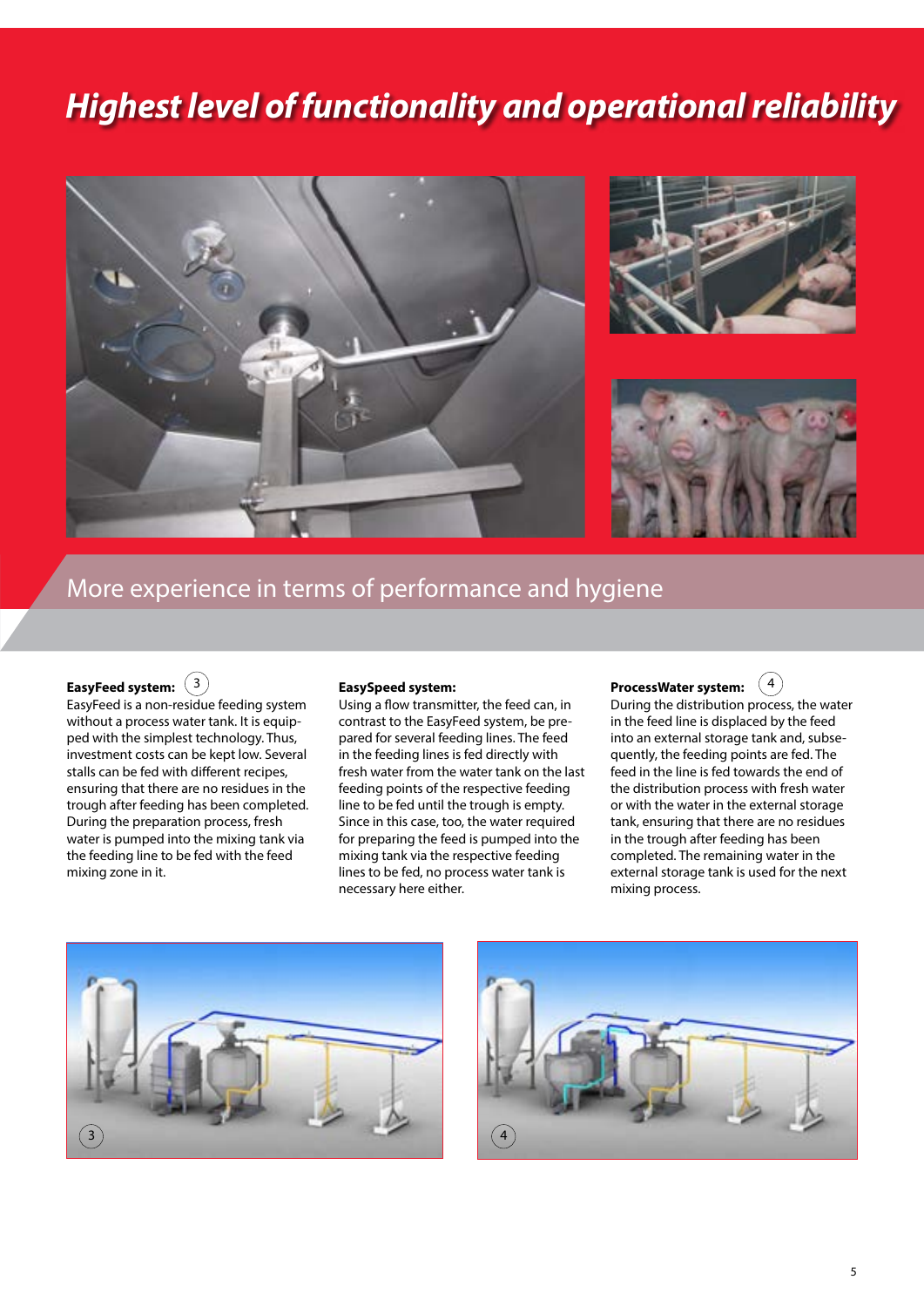# Highest level of functionality and operational reliability

## More experience in terms of performance and hygiene

**EasyFeed system:** (3)
EasyFeed is a non-residue feeding system without a process water tank. It is equipped with the simplest technology. Thus, investment costs can be kept low. Several stalls can be fed with different recipes, ensuring that there are no residues in the trough after feeding has been completed. During the preparation process, fresh water is pumped into the mixing tank via the feeding line to be fed with the feed mixing zone in it.

**EasySpeed system:**
Using a flow transmitter, the feed can, in contrast to the EasyFeed system, be prepared for several feeding lines. The feed in the feeding lines is fed directly with fresh water from the water tank on the last feeding points of the respective feeding line to be fed until the trough is empty. Since in this case, too, the water required for preparing the feed is pumped into the mixing tank via the respective feeding lines to be fed, no process water tank is necessary here either.

**ProcessWater system:** (4)
During the distribution process, the water in the feed line is displaced by the feed into an external storage tank and, subsequently, the feeding points are fed. The feed in the line is fed towards the end of the distribution process with fresh water or with the water in the external storage tank, ensuring that there are no residues in the trough after feeding has been completed. The remaining water in the external storage tank is used for the next mixing process.

3

4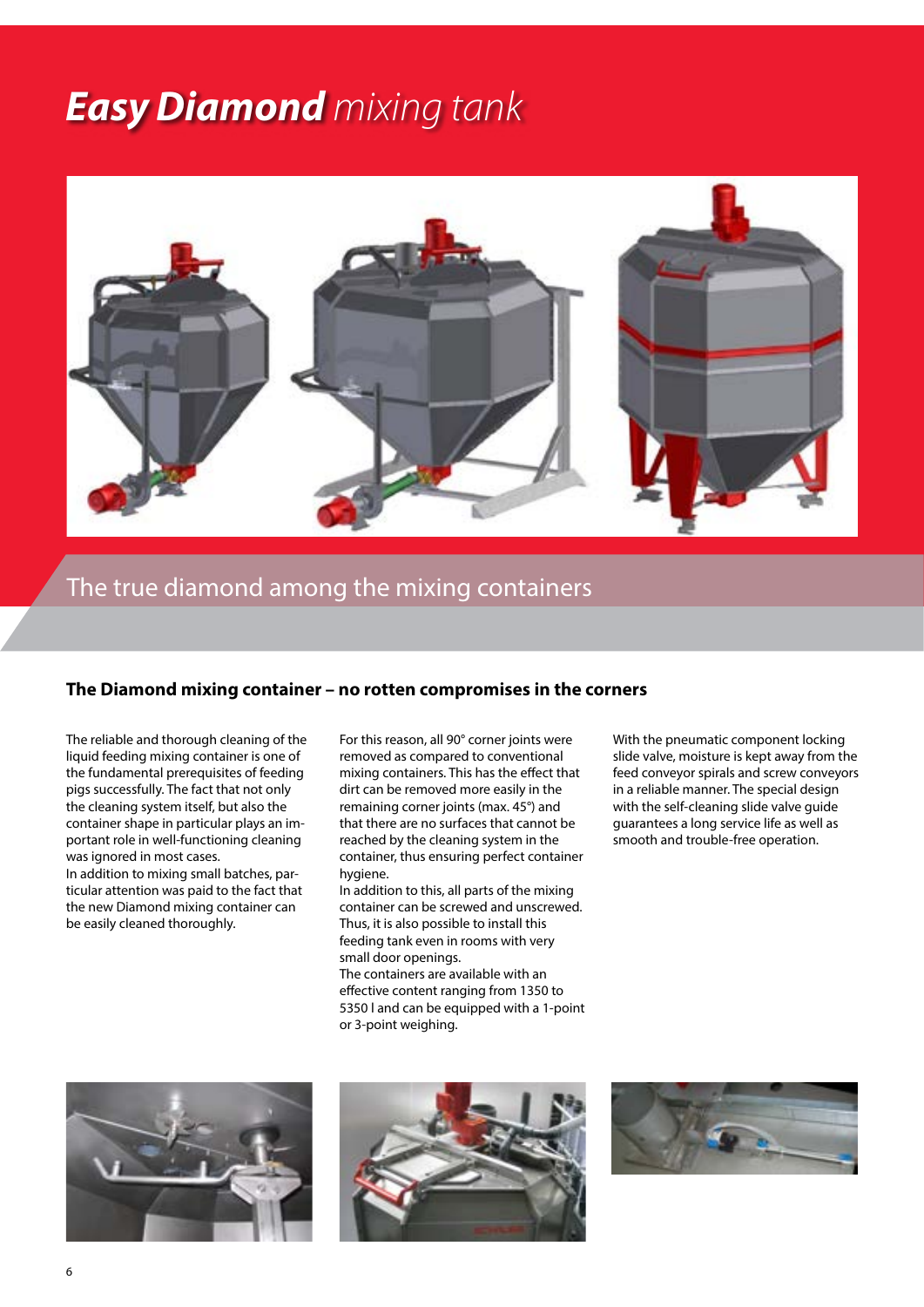# *Easy Diamond* mixing tank

## The true diamond among the mixing containers

### The Diamond mixing container – no rotten compromises in the corners

The reliable and thorough cleaning of the liquid feeding mixing container is one of the fundamental prerequisites of feeding pigs successfully. The fact that not only the cleaning system itself, but also the container shape in particular plays an important role in well-functioning cleaning was ignored in most cases.
In addition to mixing small batches, particular attention was paid to the fact that the new Diamond mixing container can be easily cleaned thoroughly.

For this reason, all 90° corner joints were removed as compared to conventional mixing containers. This has the effect that dirt can be removed more easily in the remaining corner joints (max. 45°) and that there are no surfaces that cannot be reached by the cleaning system in the container, thus ensuring perfect container hygiene.
In addition to this, all parts of the mixing container can be screwed and unscrewed. Thus, it is also possible to install this feeding tank even in rooms with very small door openings.
The containers are available with an effective content ranging from 1350 to 5350 l and can be equipped with a 1-point or 3-point weighing.

With the pneumatic component locking slide valve, moisture is kept away from the feed conveyor spirals and screw conveyors in a reliable manner. The special design with the self-cleaning slide valve guide guarantees a long service life as well as smooth and trouble-free operation.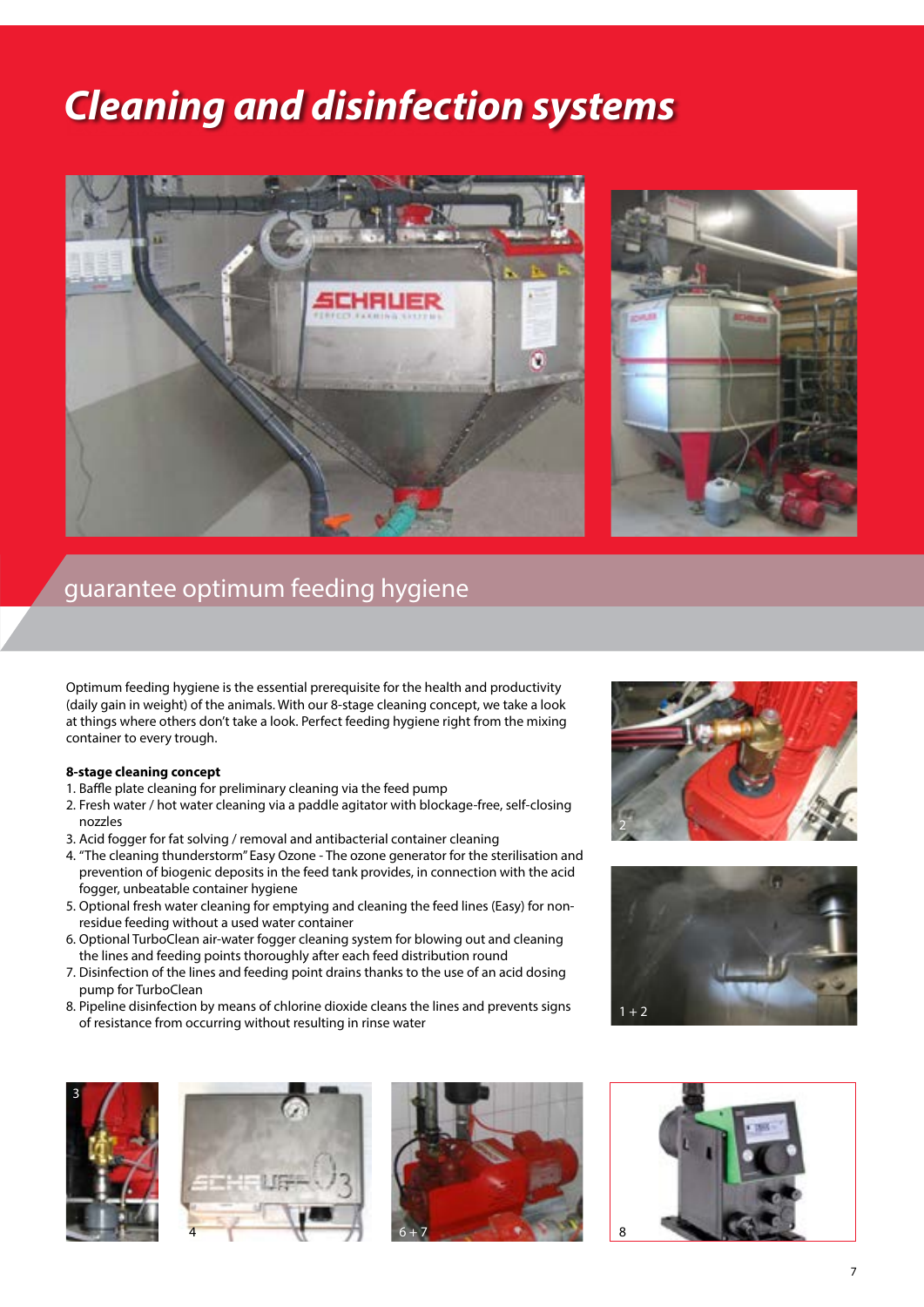# Cleaning and disinfection systems

## guarantee optimum feeding hygiene

Optimum feeding hygiene is the essential prerequisite for the health and productivity (daily gain in weight) of the animals. With our 8-stage cleaning concept, we take a look at things where others don't take a look. Perfect feeding hygiene right from the mixing container to every trough.

**8-stage cleaning concept**

1. Baffle plate cleaning for preliminary cleaning via the feed pump
2. Fresh water / hot water cleaning via a paddle agitator with blockage-free, self-closing nozzles
3. Acid fogger for fat solving / removal and antibacterial container cleaning
4. "The cleaning thunderstorm" Easy Ozone - The ozone generator for the sterilisation and prevention of biogenic deposits in the feed tank provides, in connection with the acid fogger, unbeatable container hygiene
5. Optional fresh water cleaning for emptying and cleaning the feed lines (Easy) for non-residue feeding without a used water container
6. Optional TurboClean air-water fogger cleaning system for blowing out and cleaning the lines and feeding points thoroughly after each feed distribution round
7. Disinfection of the lines and feeding point drains thanks to the use of an acid dosing pump for TurboClean
8. Pipeline disinfection by means of chlorine dioxide cleans the lines and prevents signs of resistance from occurring without resulting in rinse water

2

1 + 2

3

4

6 + 7

8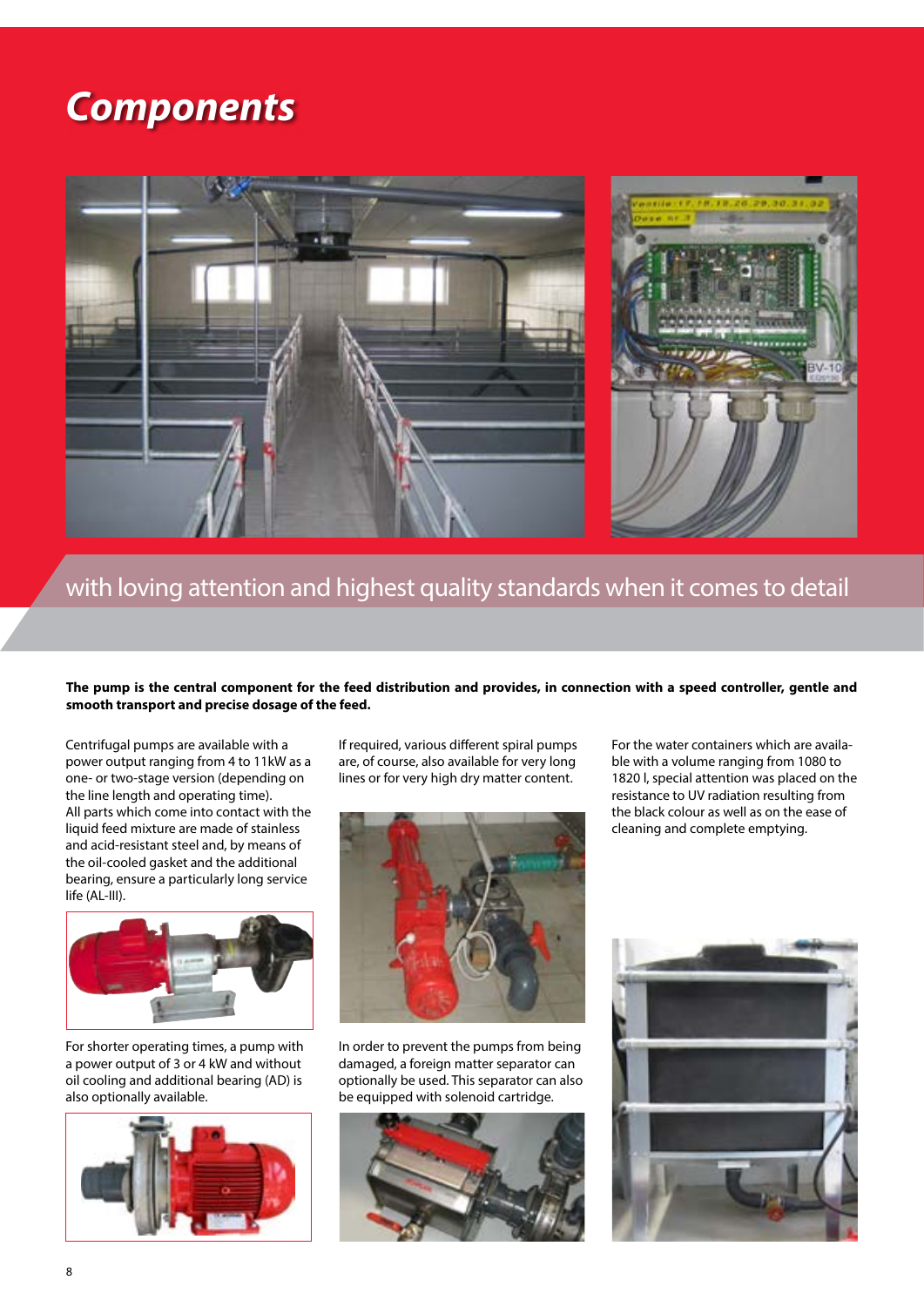# Components

with loving attention and highest quality standards when it comes to detail

**The pump is the central component for the feed distribution and provides, in connection with a speed controller, gentle and smooth transport and precise dosage of the feed.**

Centrifugal pumps are available with a power output ranging from 4 to 11kW as a one- or two-stage version (depending on the line length and operating time).
All parts which come into contact with the liquid feed mixture are made of stainless and acid-resistant steel and, by means of the oil-cooled gasket and the additional bearing, ensure a particularly long service life (AL-III).

For shorter operating times, a pump with a power output of 3 or 4 kW and without oil cooling and additional bearing (AD) is also optionally available.

If required, various different spiral pumps are, of course, also available for very long lines or for very high dry matter content.

In order to prevent the pumps from being damaged, a foreign matter separator can optionally be used. This separator can also be equipped with solenoid cartridge.

For the water containers which are available with a volume ranging from 1080 to 1820 l, special attention was placed on the resistance to UV radiation resulting from the black colour as well as on the ease of cleaning and complete emptying.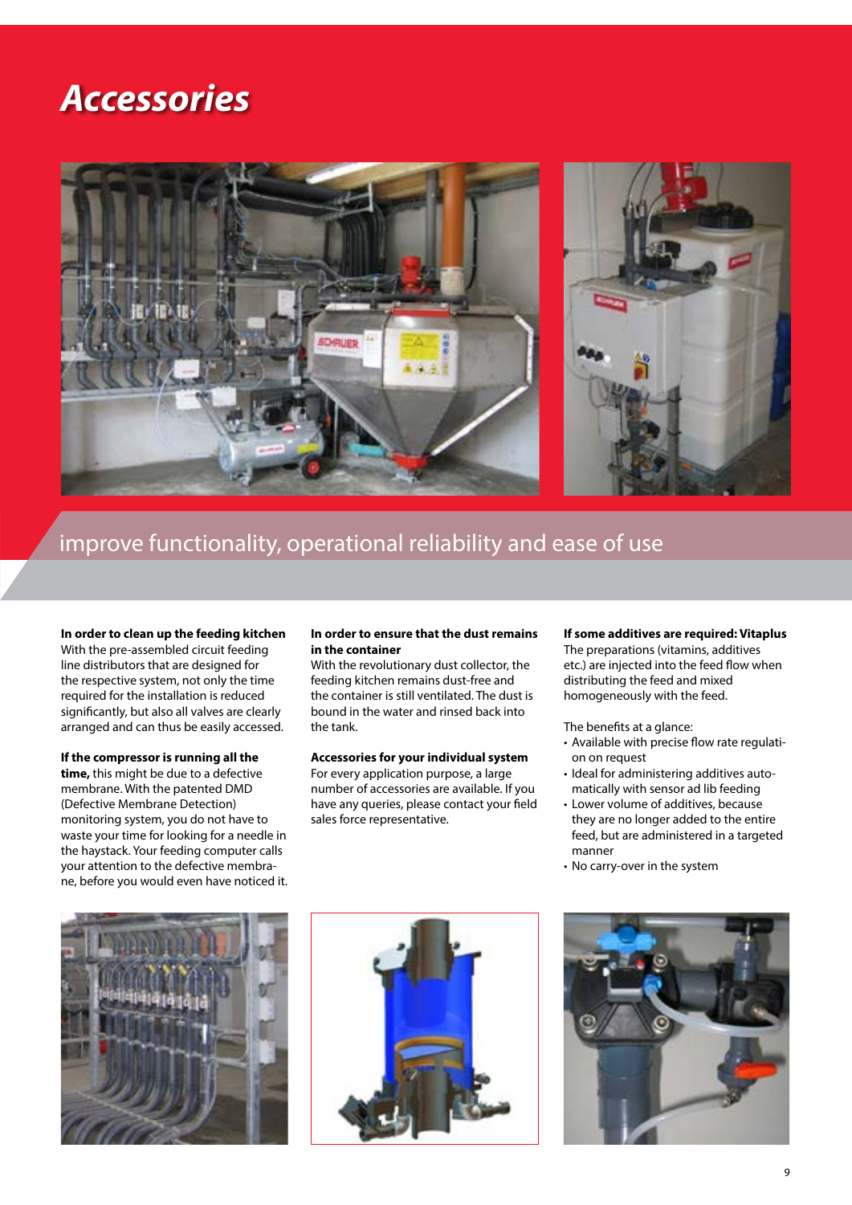# Accessories

## improve functionality, operational reliability and ease of use

**In order to clean up the feeding kitchen**
With the pre-assembled circuit feeding line distributors that are designed for the respective system, not only the time required for the installation is reduced significantly, but also all valves are clearly arranged and can thus be easily accessed.

**If the compressor is running all the time,** this might be due to a defective membrane. With the patented DMD (Defective Membrane Detection) monitoring system, you do not have to waste your time for looking for a needle in the haystack. Your feeding computer calls your attention to the defective membrane, before you would even have noticed it.

**In order to ensure that the dust remains in the container**
With the revolutionary dust collector, the feeding kitchen remains dust-free and the container is still ventilated. The dust is bound in the water and rinsed back into the tank.

**Accessories for your individual system**
For every application purpose, a large number of accessories are available. If you have any queries, please contact your field sales force representative.

**If some additives are required: Vitaplus**
The preparations (vitamins, additives etc.) are injected into the feed flow when distributing the feed and mixed homogeneously with the feed.

The benefits at a glance:

- Available with precise flow rate regulation on request
- Ideal for administering additives automatically with sensor ad lib feeding
- Lower volume of additives, because they are no longer added to the entire feed, but are administered in a targeted manner
- No carry-over in the system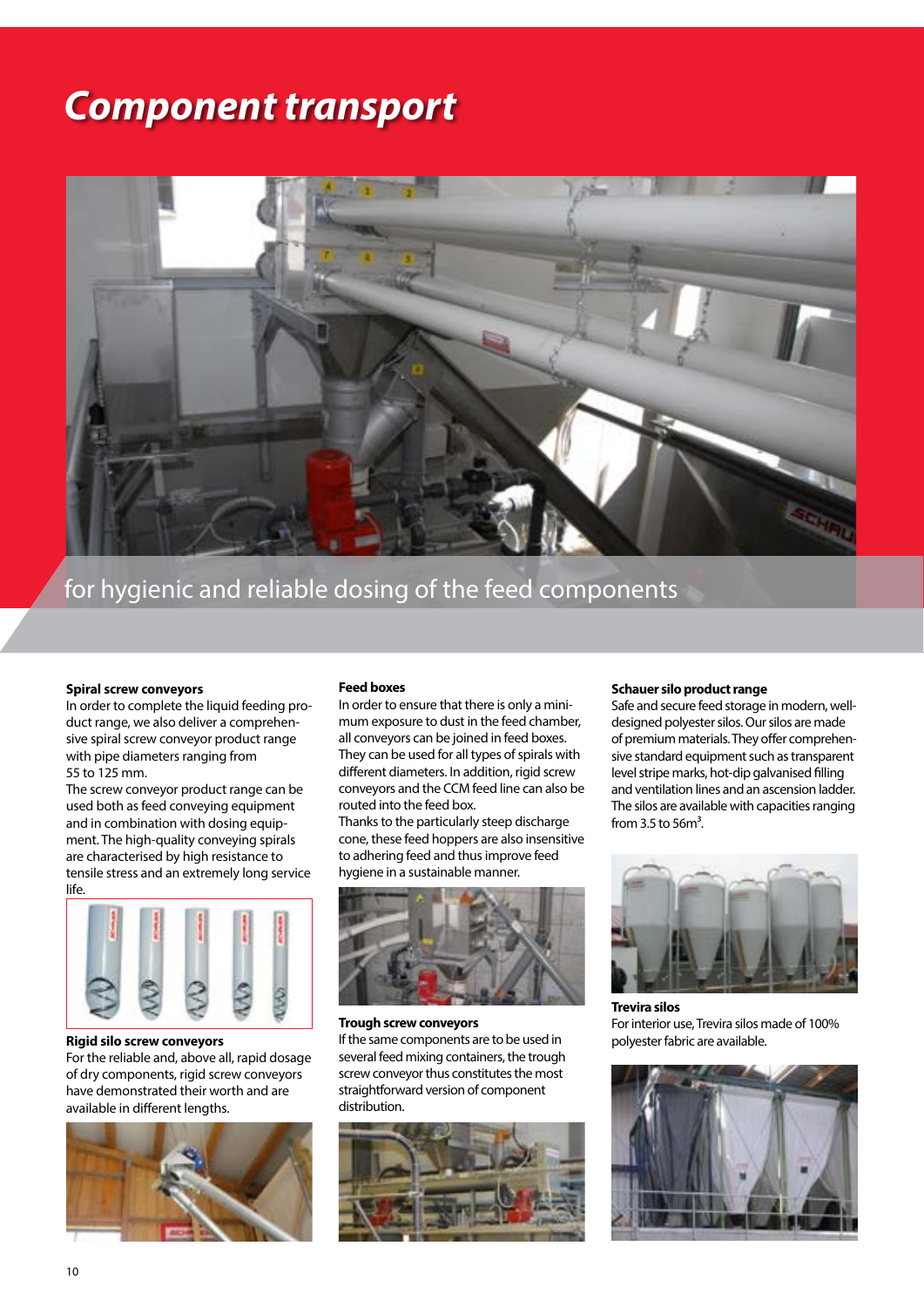# Component transport

for hygienic and reliable dosing of the feed components

### Spiral screw conveyors

In order to complete the liquid feeding product range, we also deliver a comprehensive spiral screw conveyor product range with pipe diameters ranging from 55 to 125 mm.

The screw conveyor product range can be used both as feed conveying equipment and in combination with dosing equipment. The high-quality conveying spirals are characterised by high resistance to tensile stress and an extremely long service life.

### Rigid silo screw conveyors

For the reliable and, above all, rapid dosage of dry components, rigid screw conveyors have demonstrated their worth and are available in different lengths.

### Feed boxes

In order to ensure that there is only a minimum exposure to dust in the feed chamber, all conveyors can be joined in feed boxes. They can be used for all types of spirals with different diameters. In addition, rigid screw conveyors and the CCM feed line can also be routed into the feed box.

Thanks to the particularly steep discharge cone, these feed hoppers are also insensitive to adhering feed and thus improve feed hygiene in a sustainable manner.

### Trough screw conveyors

If the same components are to be used in several feed mixing containers, the trough screw conveyor thus constitutes the most straightforward version of component distribution.

### Schauer silo product range

Safe and secure feed storage in modern, well-designed polyester silos. Our silos are made of premium materials. They offer comprehensive standard equipment such as transparent level stripe marks, hot-dip galvanised filling and ventilation lines and an ascension ladder. The silos are available with capacities ranging from 3.5 to 56m³.

### Trevira silos

For interior use, Trevira silos made of 100% polyester fabric are available.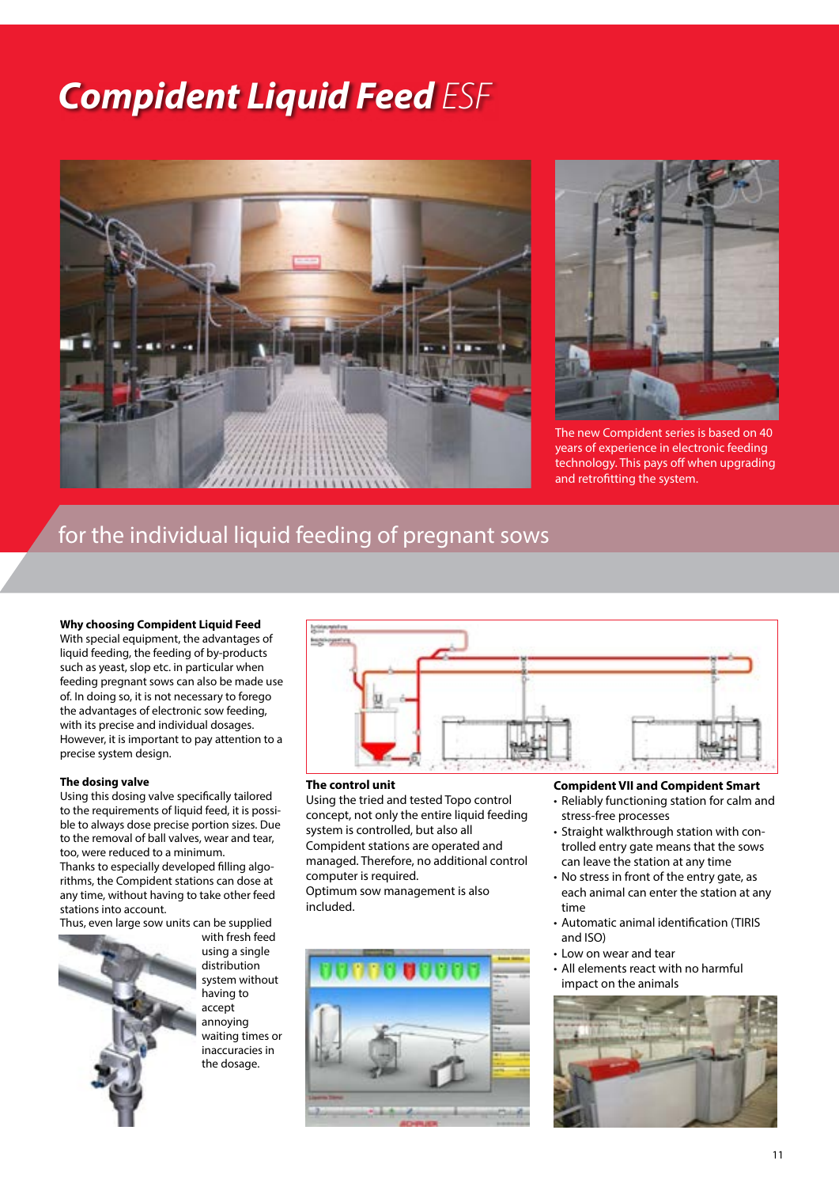# ***Compident Liquid Feed*** *ESF*

The new Compident series is based on 40 years of experience in electronic feeding technology. This pays off when upgrading and retrofitting the system.

## for the individual liquid feeding of pregnant sows

**Why choosing Compident Liquid Feed**
With special equipment, the advantages of liquid feeding, the feeding of by-products such as yeast, slop etc. in particular when feeding pregnant sows can also be made use of. In doing so, it is not necessary to forego the advantages of electronic sow feeding, with its precise and individual dosages. However, it is important to pay attention to a precise system design.

**The dosing valve**
Using this dosing valve specifically tailored to the requirements of liquid feed, it is possible to always dose precise portion sizes. Due to the removal of ball valves, wear and tear, too, were reduced to a minimum.
Thanks to especially developed filling algorithms, the Compident stations can dose at any time, without having to take other feed stations into account.
Thus, even large sow units can be supplied with fresh feed using a single distribution system without having to accept annoying waiting times or inaccuracies in the dosage.

**The control unit**
Using the tried and tested Topo control concept, not only the entire liquid feeding system is controlled, but also all Compident stations are operated and managed. Therefore, no additional control computer is required.
Optimum sow management is also included.

**Compident VII and Compident Smart**

- Reliably functioning station for calm and stress-free processes
- Straight walkthrough station with controlled entry gate means that the sows can leave the station at any time
- No stress in front of the entry gate, as each animal can enter the station at any time
- Automatic animal identification (TIRIS and ISO)
- Low on wear and tear
- All elements react with no harmful impact on the animals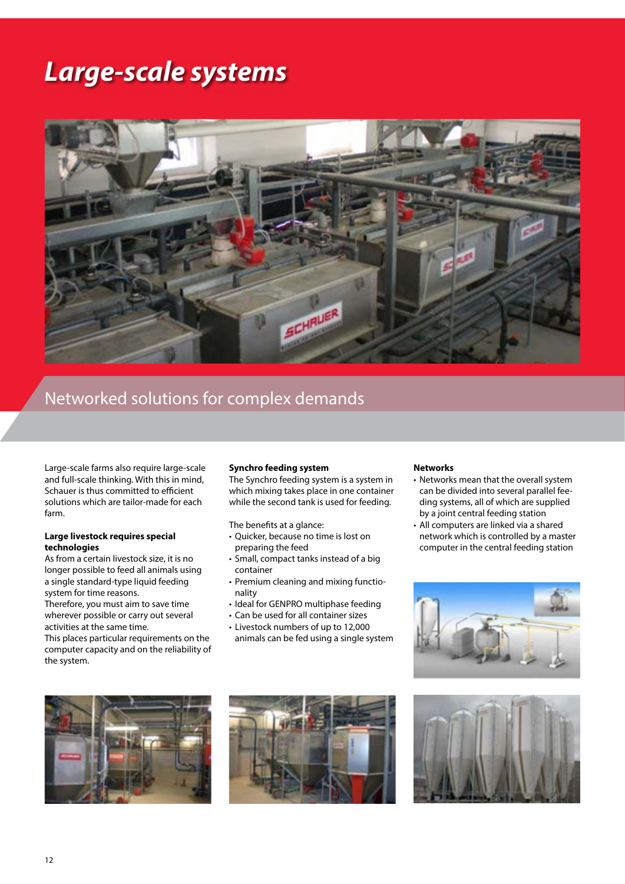# Large-scale systems

## Networked solutions for complex demands

Large-scale farms also require large-scale and full-scale thinking. With this in mind, Schauer is thus committed to efficient solutions which are tailor-made for each farm.

**Large livestock requires special technologies**

As from a certain livestock size, it is no longer possible to feed all animals using a single standard-type liquid feeding system for time reasons.
Therefore, you must aim to save time wherever possible or carry out several activities at the same time.
This places particular requirements on the computer capacity and on the reliability of the system.

**Synchro feeding system**

The Synchro feeding system is a system in which mixing takes place in one container while the second tank is used for feeding.

The benefits at a glance:

- Quicker, because no time is lost on preparing the feed
- Small, compact tanks instead of a big container
- Premium cleaning and mixing functionality
- Ideal for GENPRO multiphase feeding
- Can be used for all container sizes
- Livestock numbers of up to 12,000 animals can be fed using a single system

**Networks**

- Networks mean that the overall system can be divided into several parallel feeding systems, all of which are supplied by a joint central feeding station
- All computers are linked via a shared network which is controlled by a master computer in the central feeding station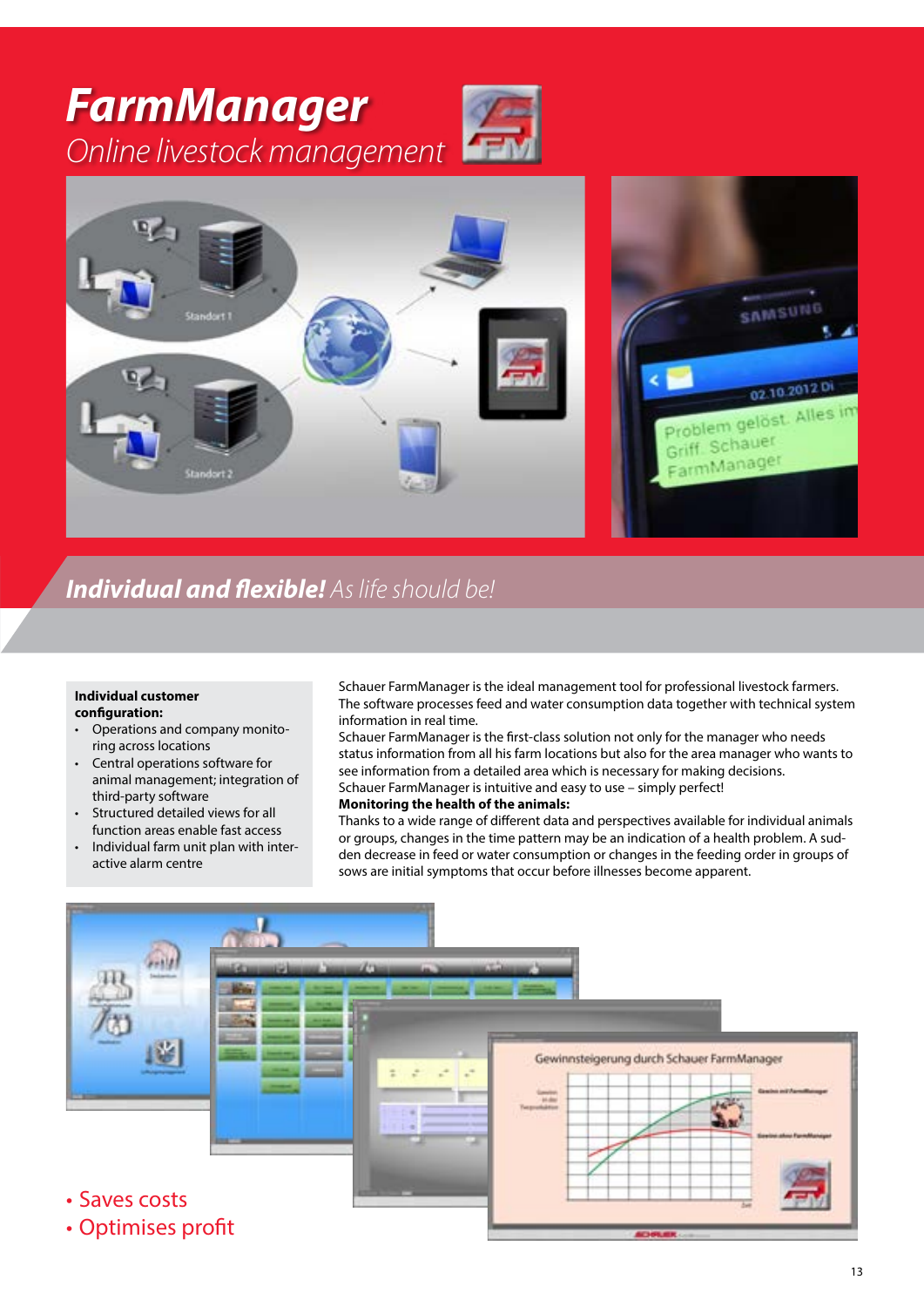# *FarmManager*

*Online livestock management*

## ***Individual and flexible!*** *As life should be!*

**Individual customer configuration:**

- Operations and company monitoring across locations
- Central operations software for animal management; integration of third-party software
- Structured detailed views for all function areas enable fast access
- Individual farm unit plan with interactive alarm centre

Schauer FarmManager is the ideal management tool for professional livestock farmers. The software processes feed and water consumption data together with technical system information in real time.

Schauer FarmManager is the first-class solution not only for the manager who needs status information from all his farm locations but also for the area manager who wants to see information from a detailed area which is necessary for making decisions.

Schauer FarmManager is intuitive and easy to use – simply perfect!

**Monitoring the health of the animals:**

Thanks to a wide range of different data and perspectives available for individual animals or groups, changes in the time pattern may be an indication of a health problem. A sudden decrease in feed or water consumption or changes in the feeding order in groups of sows are initial symptoms that occur before illnesses become apparent.

- Saves costs
- Optimises profit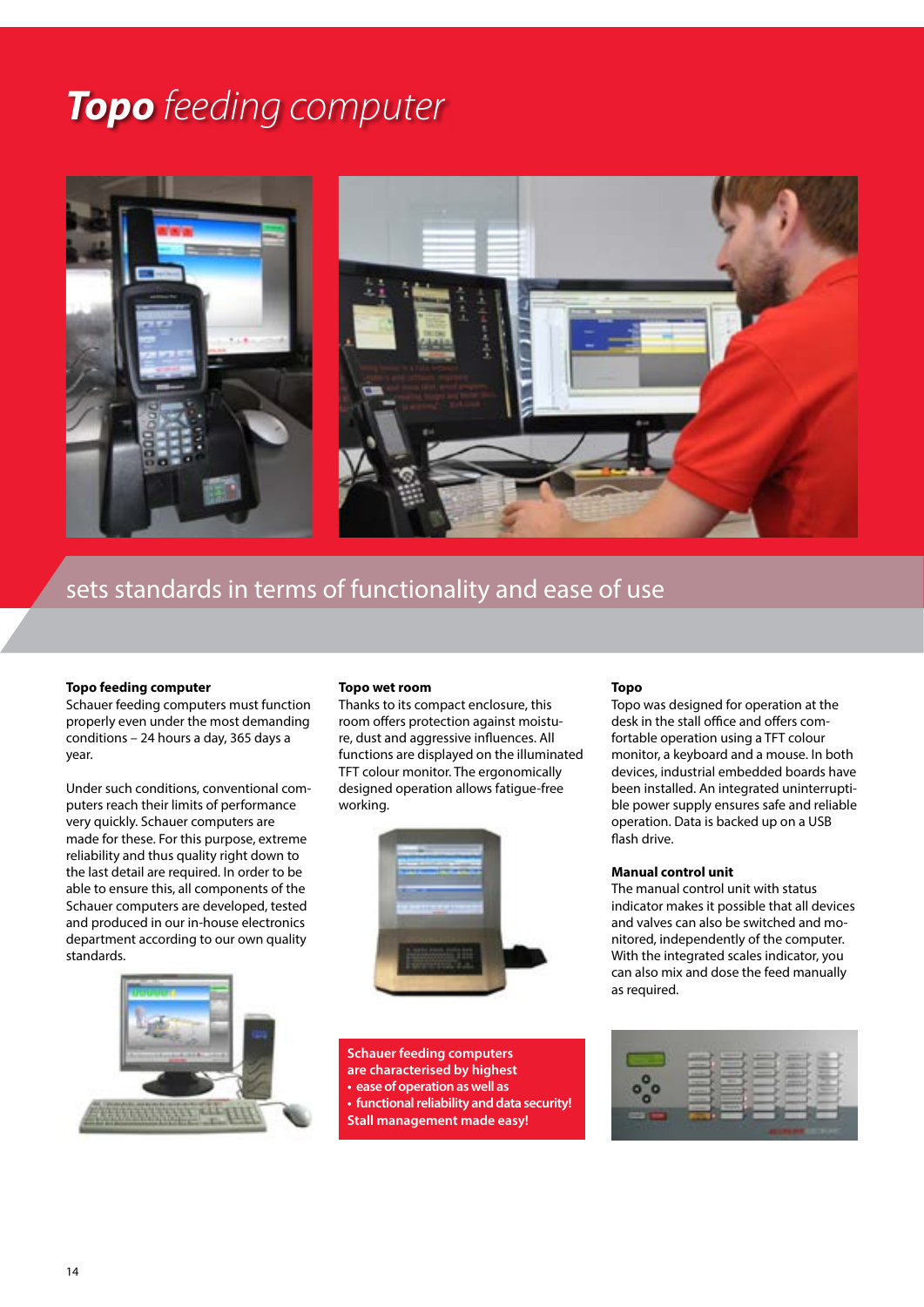# ***Topo*** *feeding computer*

## sets standards in terms of functionality and ease of use

**Topo feeding computer**
Schauer feeding computers must function properly even under the most demanding conditions – 24 hours a day, 365 days a year.

Under such conditions, conventional computers reach their limits of performance very quickly. Schauer computers are made for these. For this purpose, extreme reliability and thus quality right down to the last detail are required. In order to be able to ensure this, all components of the Schauer computers are developed, tested and produced in our in-house electronics department according to our own quality standards.

**Topo wet room**
Thanks to its compact enclosure, this room offers protection against moisture, dust and aggressive influences. All functions are displayed on the illuminated TFT colour monitor. The ergonomically designed operation allows fatigue-free working.

**Schauer feeding computers are characterised by highest**
- **ease of operation as well as**
- **functional reliability and data security!**

**Stall management made easy!**

**Topo**
Topo was designed for operation at the desk in the stall office and offers comfortable operation using a TFT colour monitor, a keyboard and a mouse. In both devices, industrial embedded boards have been installed. An integrated uninterruptible power supply ensures safe and reliable operation. Data is backed up on a USB flash drive.

**Manual control unit**
The manual control unit with status indicator makes it possible that all devices and valves can also be switched and monitored, independently of the computer. With the integrated scales indicator, you can also mix and dose the feed manually as required.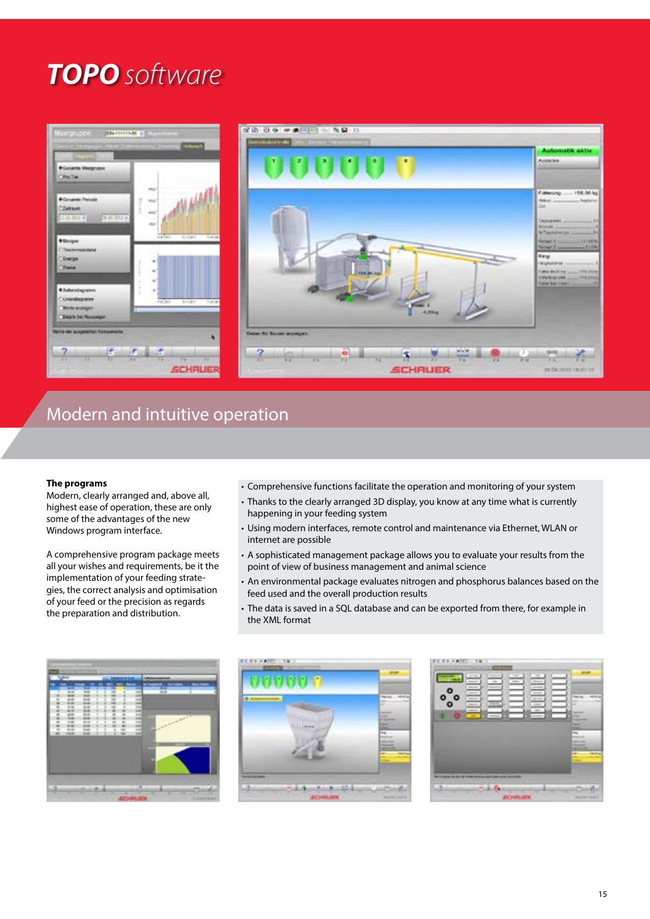# *TOPO software*

## Modern and intuitive operation

**The programs**
Modern, clearly arranged and, above all, highest ease of operation, these are only some of the advantages of the new Windows program interface.

A comprehensive program package meets all your wishes and requirements, be it the implementation of your feeding strategies, the correct analysis and optimisation of your feed or the precision as regards the preparation and distribution.

- Comprehensive functions facilitate the operation and monitoring of your system
- Thanks to the clearly arranged 3D display, you know at any time what is currently happening in your feeding system
- Using modern interfaces, remote control and maintenance via Ethernet, WLAN or internet are possible
- A sophisticated management package allows you to evaluate your results from the point of view of business management and animal science
- An environmental package evaluates nitrogen and phosphorus balances based on the feed used and the overall production results
- The data is saved in a SQL database and can be exported from there, for example in the XML format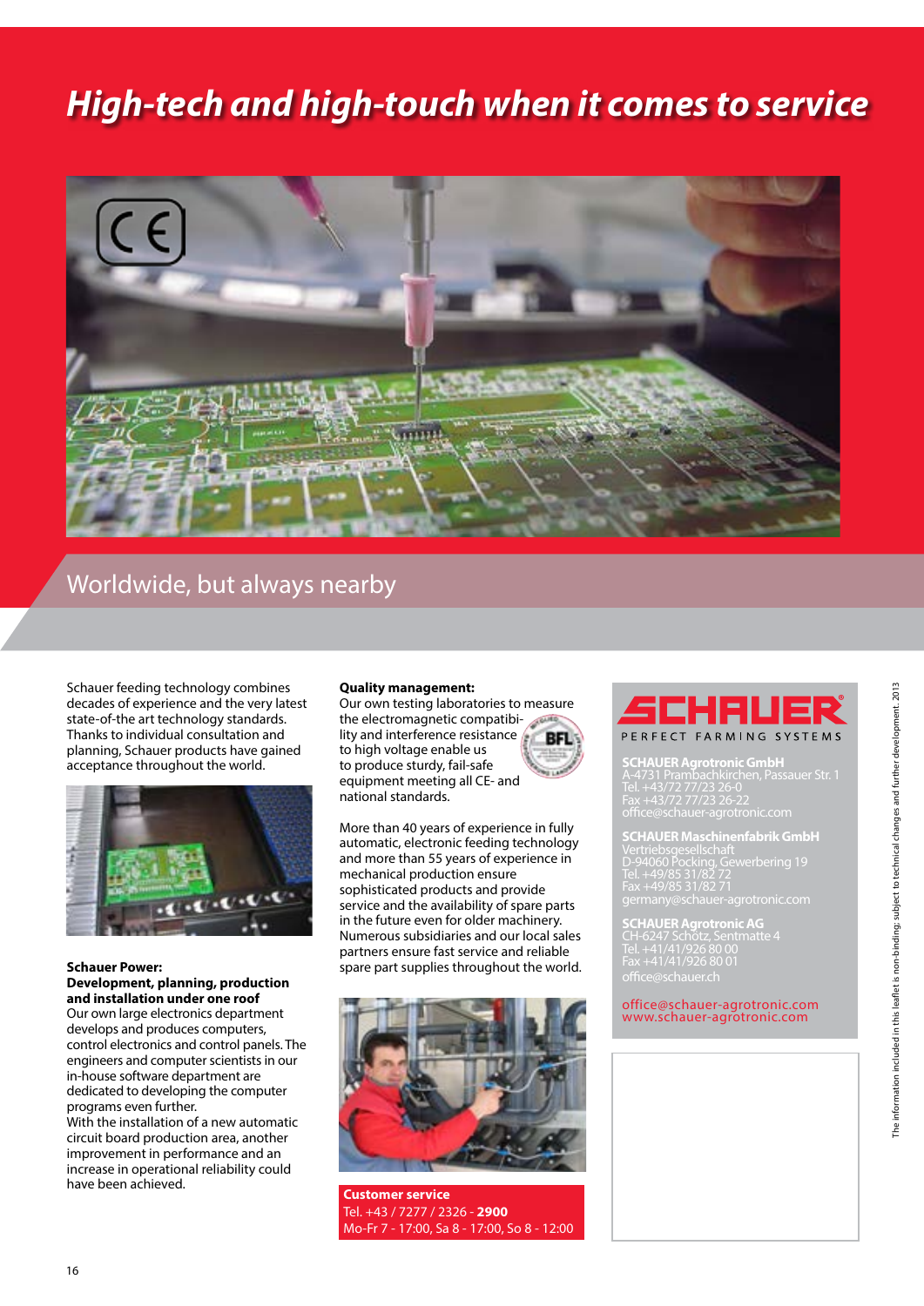# High-tech and high-touch when it comes to service

## Worldwide, but always nearby

Schauer feeding technology combines decades of experience and the very latest state-of-the-art technology standards. Thanks to individual consultation and planning, Schauer products have gained acceptance throughout the world.

**Schauer Power:**
**Development, planning, production and installation under one roof**
Our own large electronics department develops and produces computers, control electronics and control panels. The engineers and computer scientists in our in-house software department are dedicated to developing the computer programs even further.
With the installation of a new automatic circuit board production area, another improvement in performance and an increase in operational reliability could have been achieved.

**Quality management:**
Our own testing laboratories to measure the electromagnetic compatibility and interference resistance to high voltage enable us to produce sturdy, fail-safe equipment meeting all CE- and national standards.

More than 40 years of experience in fully automatic, electronic feeding technology and more than 55 years of experience in mechanical production ensure sophisticated products and provide service and the availability of spare parts in the future even for older machinery. Numerous subsidiaries and our local sales partners ensure fast service and reliable spare part supplies throughout the world.

**Customer service**
Tel. +43 / 7277 / 2326 - **2900**
Mo-Fr 7 - 17:00, Sa 8 - 17:00, So 8 - 12:00

SCHAUER
PERFECT FARMING SYSTEMS

**SCHAUER Agrotronic GmbH**
A-4731 Prambachkirchen, Passauer Str. 1
Tel. +43/72 77/23 26-0
Fax +43/72 77/23 26-22
office@schauer-agrotronic.com

**SCHAUER Maschinenfabrik GmbH**
Vertriebsgesellschaft
D-94060 Pocking, Gewerbering 19
Tel. +49/85 31/82 72
Fax +49/85 31/82 71
germany@schauer-agrotronic.com

**SCHAUER Agrotronic AG**
CH-6247 Schötz, Sentmatte 4
Tel. +41/41/926 80 00
Fax +41/41/926 80 01
office@schauer.ch

office@schauer-agrotronic.com
www.schauer-agrotronic.com

The information included in this leaflet is non-binding; subject to technical changes and further development. 2013